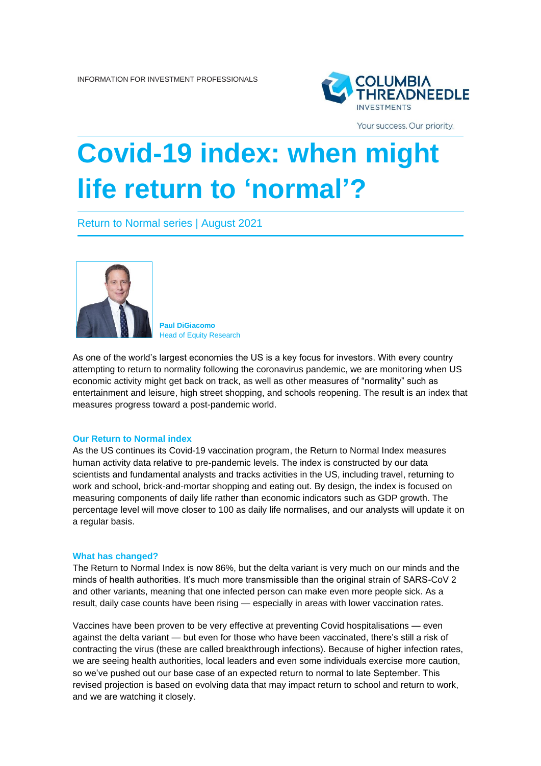INFORMATION FOR INVESTMENT PROFESSIONALS

COLUMBIA THREADNEEDLE INVESTMENTS

Your success. Our priority.

# Covid-19 index: when might life return to 'normal'?

Return to Normal series | August 2021

**Paul DiGiacomo**
Head of Equity Research

As one of the world's largest economies the US is a key focus for investors. With every country attempting to return to normality following the coronavirus pandemic, we are monitoring when US economic activity might get back on track, as well as other measures of "normality" such as entertainment and leisure, high street shopping, and schools reopening. The result is an index that measures progress toward a post-pandemic world.

### Our Return to Normal index

As the US continues its Covid-19 vaccination program, the Return to Normal Index measures human activity data relative to pre-pandemic levels. The index is constructed by our data scientists and fundamental analysts and tracks activities in the US, including travel, returning to work and school, brick-and-mortar shopping and eating out. By design, the index is focused on measuring components of daily life rather than economic indicators such as GDP growth. The percentage level will move closer to 100 as daily life normalises, and our analysts will update it on a regular basis.

### What has changed?

The Return to Normal Index is now 86%, but the delta variant is very much on our minds and the minds of health authorities. It's much more transmissible than the original strain of SARS-CoV 2 and other variants, meaning that one infected person can make even more people sick. As a result, daily case counts have been rising — especially in areas with lower vaccination rates.

Vaccines have been proven to be very effective at preventing Covid hospitalisations — even against the delta variant — but even for those who have been vaccinated, there's still a risk of contracting the virus (these are called breakthrough infections). Because of higher infection rates, we are seeing health authorities, local leaders and even some individuals exercise more caution, so we've pushed out our base case of an expected return to normal to late September. This revised projection is based on evolving data that may impact return to school and return to work, and we are watching it closely.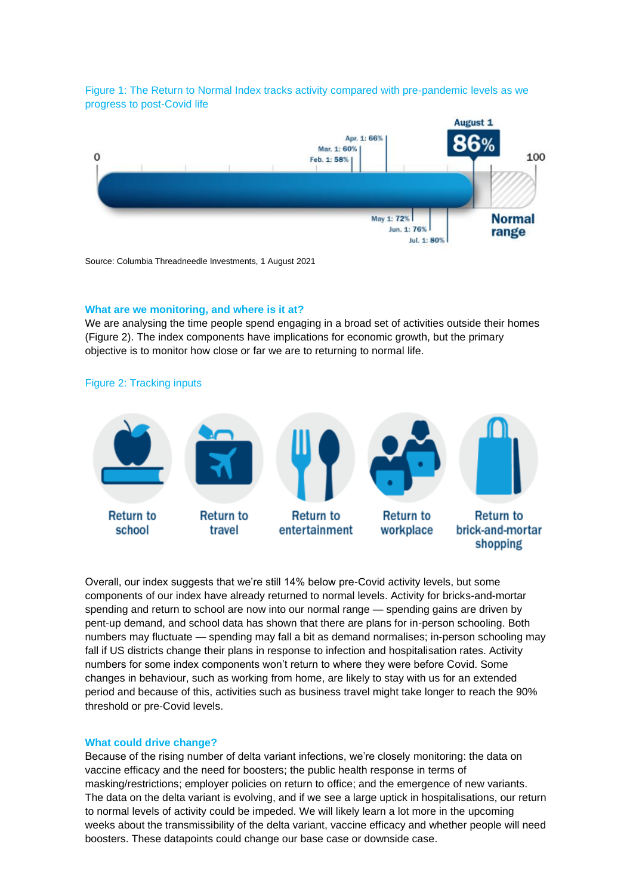Figure 1: The Return to Normal Index tracks activity compared with pre-pandemic levels as we progress to post-Covid life

0

Feb. 1: 58%
Mar. 1: 60%
Apr. 1: 66%
May 1: 72%
Jun. 1: 76%
Jul. 1: 80%

August 1
86%

100

Normal range

Source: Columbia Threadneedle Investments, 1 August 2021

### What are we monitoring, and where is it at?

We are analysing the time people spend engaging in a broad set of activities outside their homes (Figure 2). The index components have implications for economic growth, but the primary objective is to monitor how close or far we are to returning to normal life.

Figure 2: Tracking inputs

Return to school

Return to travel

Return to entertainment

Return to workplace

Return to brick-and-mortar shopping

Overall, our index suggests that we're still 14% below pre-Covid activity levels, but some components of our index have already returned to normal levels. Activity for bricks-and-mortar spending and return to school are now into our normal range — spending gains are driven by pent-up demand, and school data has shown that there are plans for in-person schooling. Both numbers may fluctuate — spending may fall a bit as demand normalises; in-person schooling may fall if US districts change their plans in response to infection and hospitalisation rates. Activity numbers for some index components won't return to where they were before Covid. Some changes in behaviour, such as working from home, are likely to stay with us for an extended period and because of this, activities such as business travel might take longer to reach the 90% threshold or pre-Covid levels.

### What could drive change?

Because of the rising number of delta variant infections, we're closely monitoring: the data on vaccine efficacy and the need for boosters; the public health response in terms of masking/restrictions; employer policies on return to office; and the emergence of new variants. The data on the delta variant is evolving, and if we see a large uptick in hospitalisations, our return to normal levels of activity could be impeded. We will likely learn a lot more in the upcoming weeks about the transmissibility of the delta variant, vaccine efficacy and whether people will need boosters. These datapoints could change our base case or downside case.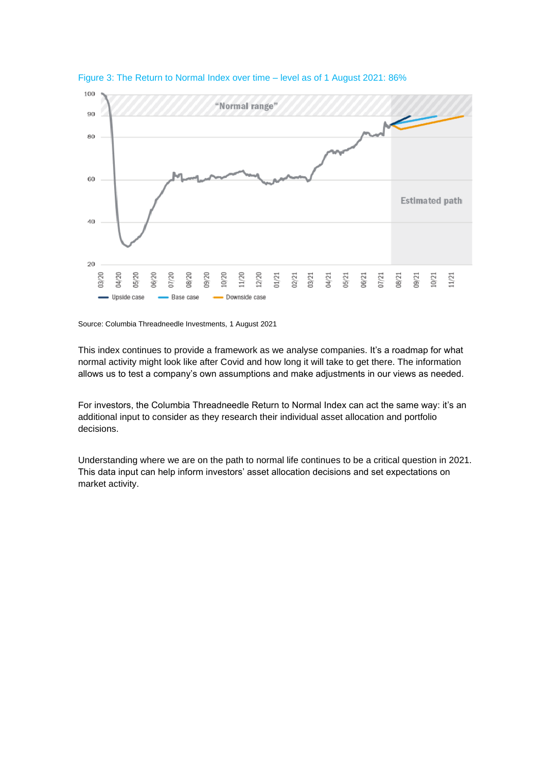Figure 3: The Return to Normal Index over time – level as of 1 August 2021: 86%

Source: Columbia Threadneedle Investments, 1 August 2021

This index continues to provide a framework as we analyse companies. It's a roadmap for what normal activity might look like after Covid and how long it will take to get there. The information allows us to test a company's own assumptions and make adjustments in our views as needed.

For investors, the Columbia Threadneedle Return to Normal Index can act the same way: it's an additional input to consider as they research their individual asset allocation and portfolio decisions.

Understanding where we are on the path to normal life continues to be a critical question in 2021. This data input can help inform investors' asset allocation decisions and set expectations on market activity.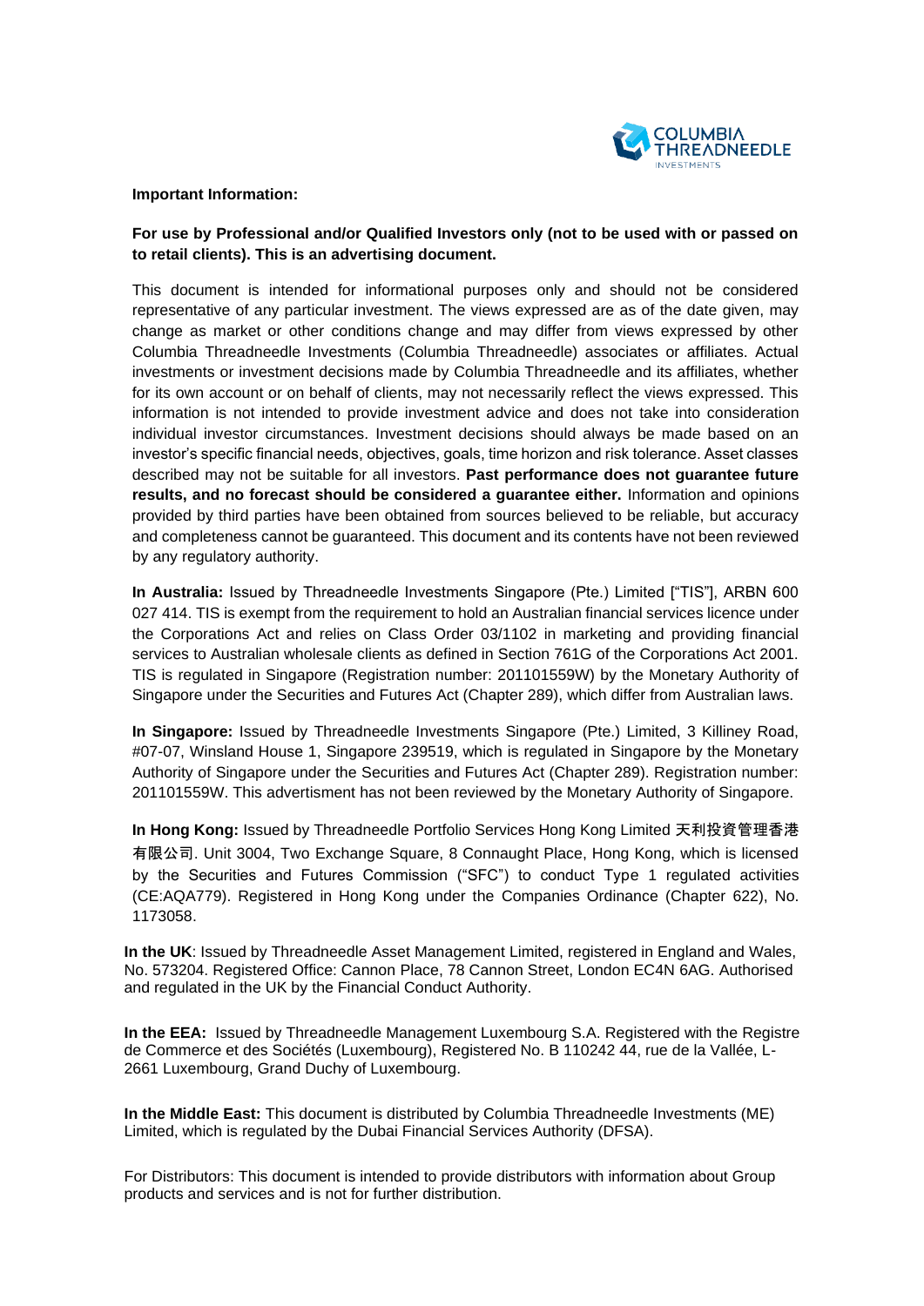**Important Information:**

**For use by Professional and/or Qualified Investors only (not to be used with or passed on to retail clients). This is an advertising document.**

This document is intended for informational purposes only and should not be considered representative of any particular investment. The views expressed are as of the date given, may change as market or other conditions change and may differ from views expressed by other Columbia Threadneedle Investments (Columbia Threadneedle) associates or affiliates. Actual investments or investment decisions made by Columbia Threadneedle and its affiliates, whether for its own account or on behalf of clients, may not necessarily reflect the views expressed. This information is not intended to provide investment advice and does not take into consideration individual investor circumstances. Investment decisions should always be made based on an investor's specific financial needs, objectives, goals, time horizon and risk tolerance. Asset classes described may not be suitable for all investors. **Past performance does not guarantee future results, and no forecast should be considered a guarantee either.** Information and opinions provided by third parties have been obtained from sources believed to be reliable, but accuracy and completeness cannot be guaranteed. This document and its contents have not been reviewed by any regulatory authority.

**In Australia:** Issued by Threadneedle Investments Singapore (Pte.) Limited ["TIS"], ARBN 600 027 414. TIS is exempt from the requirement to hold an Australian financial services licence under the Corporations Act and relies on Class Order 03/1102 in marketing and providing financial services to Australian wholesale clients as defined in Section 761G of the Corporations Act 2001. TIS is regulated in Singapore (Registration number: 201101559W) by the Monetary Authority of Singapore under the Securities and Futures Act (Chapter 289), which differ from Australian laws.

**In Singapore:** Issued by Threadneedle Investments Singapore (Pte.) Limited, 3 Killiney Road, #07-07, Winsland House 1, Singapore 239519, which is regulated in Singapore by the Monetary Authority of Singapore under the Securities and Futures Act (Chapter 289). Registration number: 201101559W. This advertisment has not been reviewed by the Monetary Authority of Singapore.

**In Hong Kong:** Issued by Threadneedle Portfolio Services Hong Kong Limited 天利投資管理香港有限公司. Unit 3004, Two Exchange Square, 8 Connaught Place, Hong Kong, which is licensed by the Securities and Futures Commission ("SFC") to conduct Type 1 regulated activities (CE:AQA779). Registered in Hong Kong under the Companies Ordinance (Chapter 622), No. 1173058.

**In the UK**: Issued by Threadneedle Asset Management Limited, registered in England and Wales, No. 573204. Registered Office: Cannon Place, 78 Cannon Street, London EC4N 6AG. Authorised and regulated in the UK by the Financial Conduct Authority.

**In the EEA:** Issued by Threadneedle Management Luxembourg S.A. Registered with the Registre de Commerce et des Sociétés (Luxembourg), Registered No. B 110242 44, rue de la Vallée, L-2661 Luxembourg, Grand Duchy of Luxembourg.

**In the Middle East:** This document is distributed by Columbia Threadneedle Investments (ME) Limited, which is regulated by the Dubai Financial Services Authority (DFSA).

For Distributors: This document is intended to provide distributors with information about Group products and services and is not for further distribution.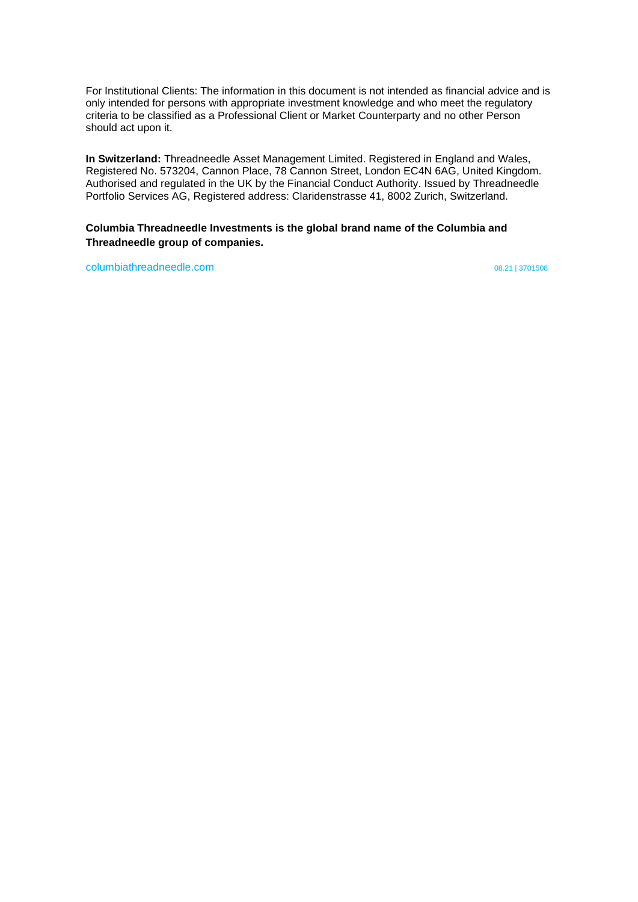For Institutional Clients: The information in this document is not intended as financial advice and is only intended for persons with appropriate investment knowledge and who meet the regulatory criteria to be classified as a Professional Client or Market Counterparty and no other Person should act upon it.

**In Switzerland:** Threadneedle Asset Management Limited. Registered in England and Wales, Registered No. 573204, Cannon Place, 78 Cannon Street, London EC4N 6AG, United Kingdom. Authorised and regulated in the UK by the Financial Conduct Authority. Issued by Threadneedle Portfolio Services AG, Registered address: Claridenstrasse 41, 8002 Zurich, Switzerland.

**Columbia Threadneedle Investments is the global brand name of the Columbia and Threadneedle group of companies.**

columbiathreadneedle.com

08.21 | 3701508